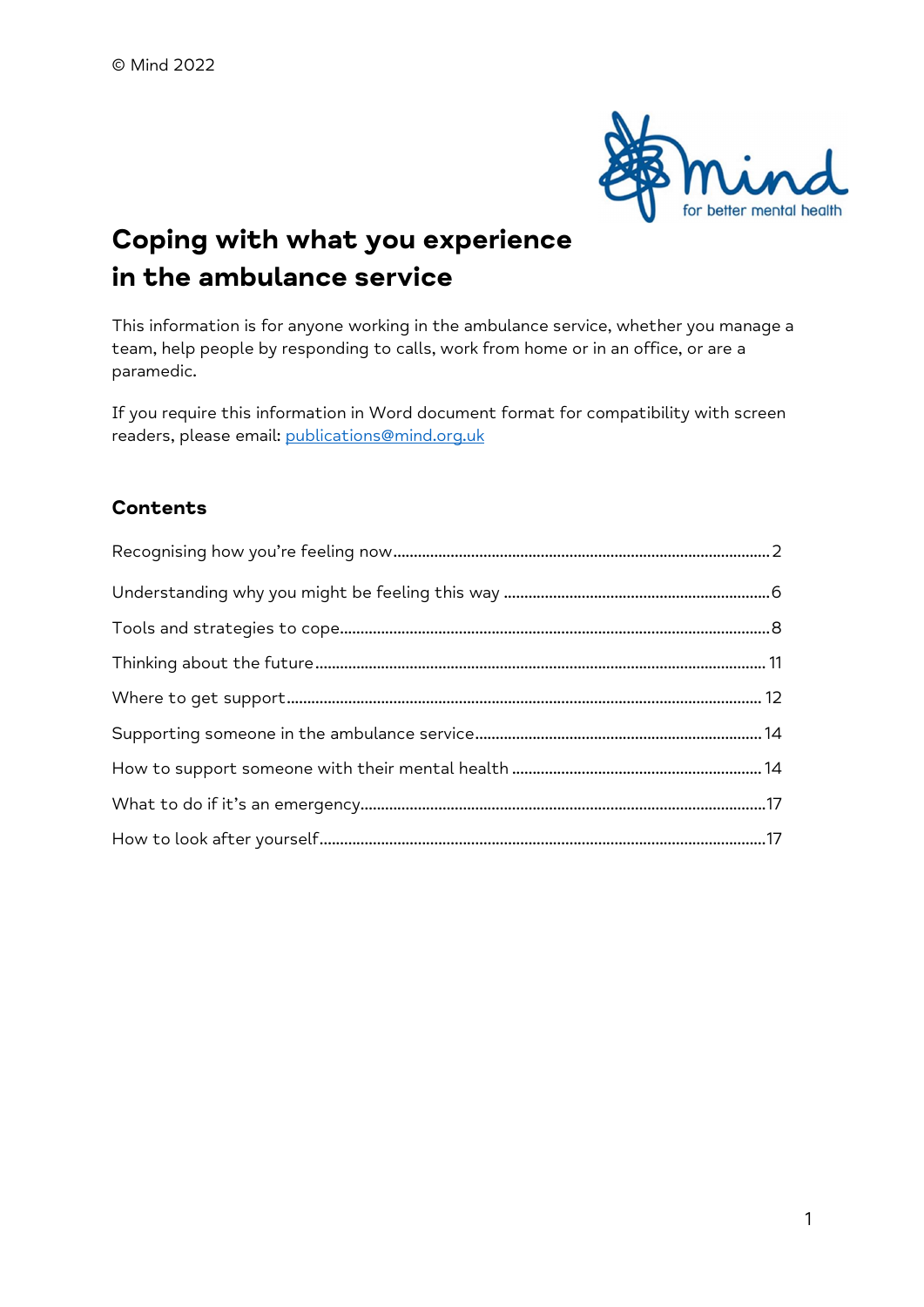© Mind 2022

# Coping with what you experience in the ambulance service

This information is for anyone working in the ambulance service, whether you manage a team, help people by responding to calls, work from home or in an office, or are a paramedic.

If you require this information in Word document format for compatibility with screen readers, please email: publications@mind.org.uk

## Contents

Recognising how you're feeling now.....2

Understanding why you might be feeling this way.....6

Tools and strategies to cope.....8

Thinking about the future.....11

Where to get support.....12

Supporting someone in the ambulance service.....14

How to support someone with their mental health.....14

What to do if it's an emergency.....17

How to look after yourself.....17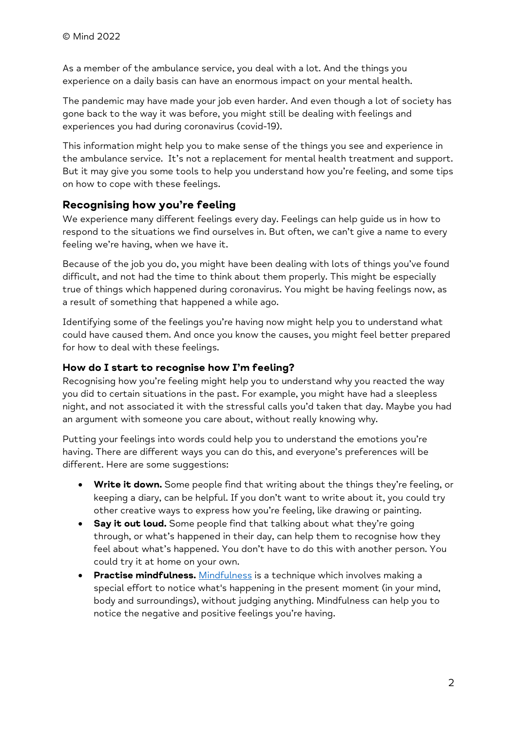© Mind 2022

As a member of the ambulance service, you deal with a lot. And the things you experience on a daily basis can have an enormous impact on your mental health.

The pandemic may have made your job even harder. And even though a lot of society has gone back to the way it was before, you might still be dealing with feelings and experiences you had during coronavirus (covid-19).

This information might help you to make sense of the things you see and experience in the ambulance service. It's not a replacement for mental health treatment and support. But it may give you some tools to help you understand how you're feeling, and some tips on how to cope with these feelings.

## Recognising how you're feeling

We experience many different feelings every day. Feelings can help guide us in how to respond to the situations we find ourselves in. But often, we can't give a name to every feeling we're having, when we have it.

Because of the job you do, you might have been dealing with lots of things you've found difficult, and not had the time to think about them properly. This might be especially true of things which happened during coronavirus. You might be having feelings now, as a result of something that happened a while ago.

Identifying some of the feelings you're having now might help you to understand what could have caused them. And once you know the causes, you might feel better prepared for how to deal with these feelings.

### How do I start to recognise how I'm feeling?

Recognising how you're feeling might help you to understand why you reacted the way you did to certain situations in the past. For example, you might have had a sleepless night, and not associated it with the stressful calls you'd taken that day. Maybe you had an argument with someone you care about, without really knowing why.

Putting your feelings into words could help you to understand the emotions you're having. There are different ways you can do this, and everyone's preferences will be different. Here are some suggestions:

- **Write it down.** Some people find that writing about the things they're feeling, or keeping a diary, can be helpful. If you don't want to write about it, you could try other creative ways to express how you're feeling, like drawing or painting.
- **Say it out loud.** Some people find that talking about what they're going through, or what's happened in their day, can help them to recognise how they feel about what's happened. You don't have to do this with another person. You could try it at home on your own.
- **Practise mindfulness.** Mindfulness is a technique which involves making a special effort to notice what's happening in the present moment (in your mind, body and surroundings), without judging anything. Mindfulness can help you to notice the negative and positive feelings you're having.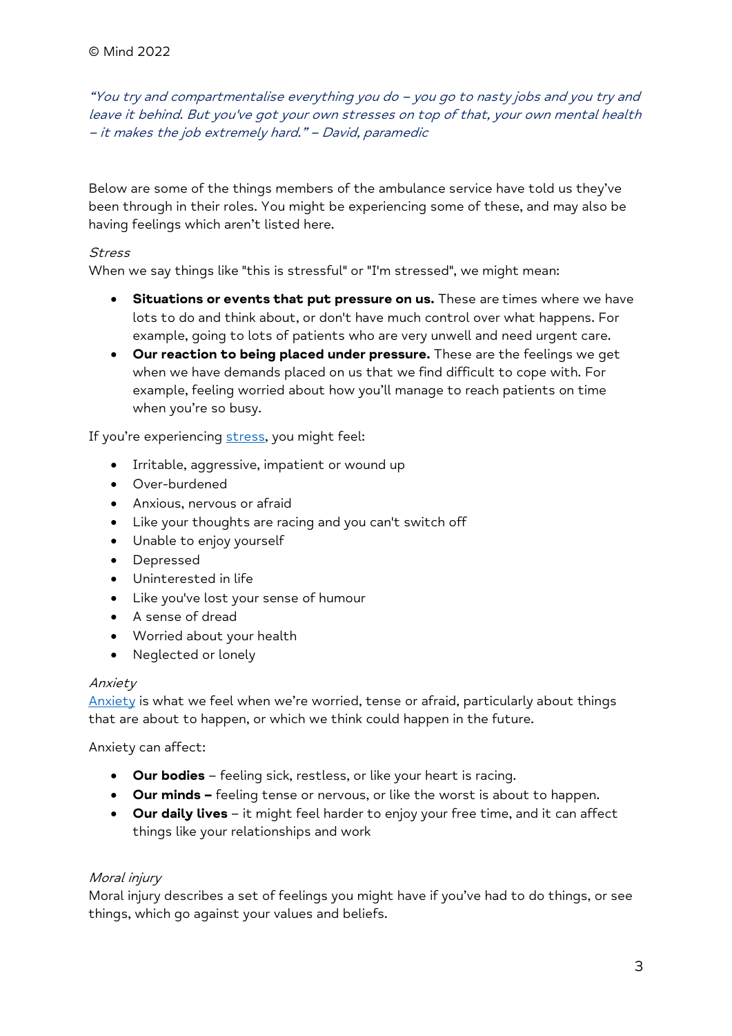© Mind 2022

*"You try and compartmentalise everything you do – you go to nasty jobs and you try and leave it behind. But you've got your own stresses on top of that, your own mental health – it makes the job extremely hard." – David, paramedic*

Below are some of the things members of the ambulance service have told us they've been through in their roles. You might be experiencing some of these, and may also be having feelings which aren't listed here.

### *Stress*

When we say things like "this is stressful" or "I'm stressed", we might mean:

- **Situations or events that put pressure on us.** These are times where we have lots to do and think about, or don't have much control over what happens. For example, going to lots of patients who are very unwell and need urgent care.
- **Our reaction to being placed under pressure.** These are the feelings we get when we have demands placed on us that we find difficult to cope with. For example, feeling worried about how you'll manage to reach patients on time when you're so busy.

If you're experiencing stress, you might feel:

- Irritable, aggressive, impatient or wound up
- Over-burdened
- Anxious, nervous or afraid
- Like your thoughts are racing and you can't switch off
- Unable to enjoy yourself
- Depressed
- Uninterested in life
- Like you've lost your sense of humour
- A sense of dread
- Worried about your health
- Neglected or lonely

### *Anxiety*

Anxiety is what we feel when we're worried, tense or afraid, particularly about things that are about to happen, or which we think could happen in the future.

Anxiety can affect:

- **Our bodies** – feeling sick, restless, or like your heart is racing.
- **Our minds –** feeling tense or nervous, or like the worst is about to happen.
- **Our daily lives** – it might feel harder to enjoy your free time, and it can affect things like your relationships and work

### *Moral injury*

Moral injury describes a set of feelings you might have if you've had to do things, or see things, which go against your values and beliefs.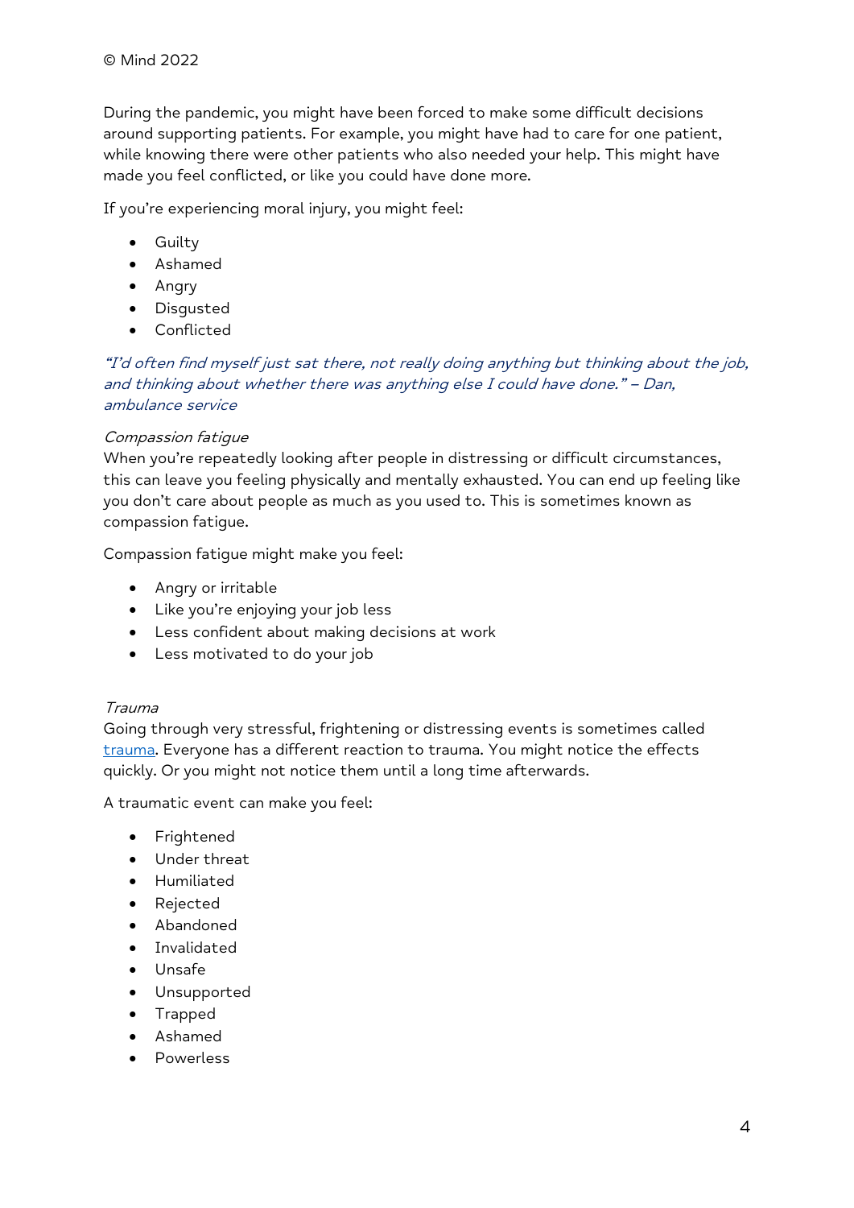© Mind 2022

During the pandemic, you might have been forced to make some difficult decisions around supporting patients. For example, you might have had to care for one patient, while knowing there were other patients who also needed your help. This might have made you feel conflicted, or like you could have done more.

If you're experiencing moral injury, you might feel:

- Guilty
- Ashamed
- Angry
- Disgusted
- Conflicted

*"I'd often find myself just sat there, not really doing anything but thinking about the job, and thinking about whether there was anything else I could have done." – Dan, ambulance service*

*Compassion fatigue*

When you're repeatedly looking after people in distressing or difficult circumstances, this can leave you feeling physically and mentally exhausted. You can end up feeling like you don't care about people as much as you used to. This is sometimes known as compassion fatigue.

Compassion fatigue might make you feel:

- Angry or irritable
- Like you're enjoying your job less
- Less confident about making decisions at work
- Less motivated to do your job

*Trauma*

Going through very stressful, frightening or distressing events is sometimes called trauma. Everyone has a different reaction to trauma. You might notice the effects quickly. Or you might not notice them until a long time afterwards.

A traumatic event can make you feel:

- Frightened
- Under threat
- Humiliated
- Rejected
- Abandoned
- Invalidated
- Unsafe
- Unsupported
- Trapped
- Ashamed
- Powerless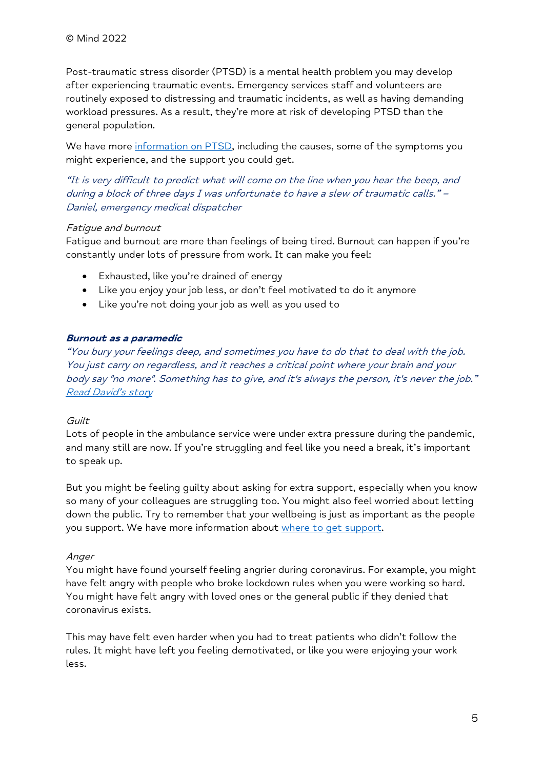© Mind 2022

Post-traumatic stress disorder (PTSD) is a mental health problem you may develop after experiencing traumatic events. Emergency services staff and volunteers are routinely exposed to distressing and traumatic incidents, as well as having demanding workload pressures. As a result, they're more at risk of developing PTSD than the general population.

We have more [information on PTSD](), including the causes, some of the symptoms you might experience, and the support you could get.

*"It is very difficult to predict what will come on the line when you hear the beep, and during a block of three days I was unfortunate to have a slew of traumatic calls." – Daniel, emergency medical dispatcher*

*Fatigue and burnout*

Fatigue and burnout are more than feelings of being tired. Burnout can happen if you're constantly under lots of pressure from work. It can make you feel:

- Exhausted, like you're drained of energy
- Like you enjoy your job less, or don't feel motivated to do it anymore
- Like you're not doing your job as well as you used to

***Burnout as a paramedic***

*"You bury your feelings deep, and sometimes you have to do that to deal with the job. You just carry on regardless, and it reaches a critical point where your brain and your body say "no more". Something has to give, and it's always the person, it's never the job."*

*[Read David's story]()*

*Guilt*

Lots of people in the ambulance service were under extra pressure during the pandemic, and many still are now. If you're struggling and feel like you need a break, it's important to speak up.

But you might be feeling guilty about asking for extra support, especially when you know so many of your colleagues are struggling too. You might also feel worried about letting down the public. Try to remember that your wellbeing is just as important as the people you support. We have more information about [where to get support]().

*Anger*

You might have found yourself feeling angrier during coronavirus. For example, you might have felt angry with people who broke lockdown rules when you were working so hard. You might have felt angry with loved ones or the general public if they denied that coronavirus exists.

This may have felt even harder when you had to treat patients who didn't follow the rules. It might have left you feeling demotivated, or like you were enjoying your work less.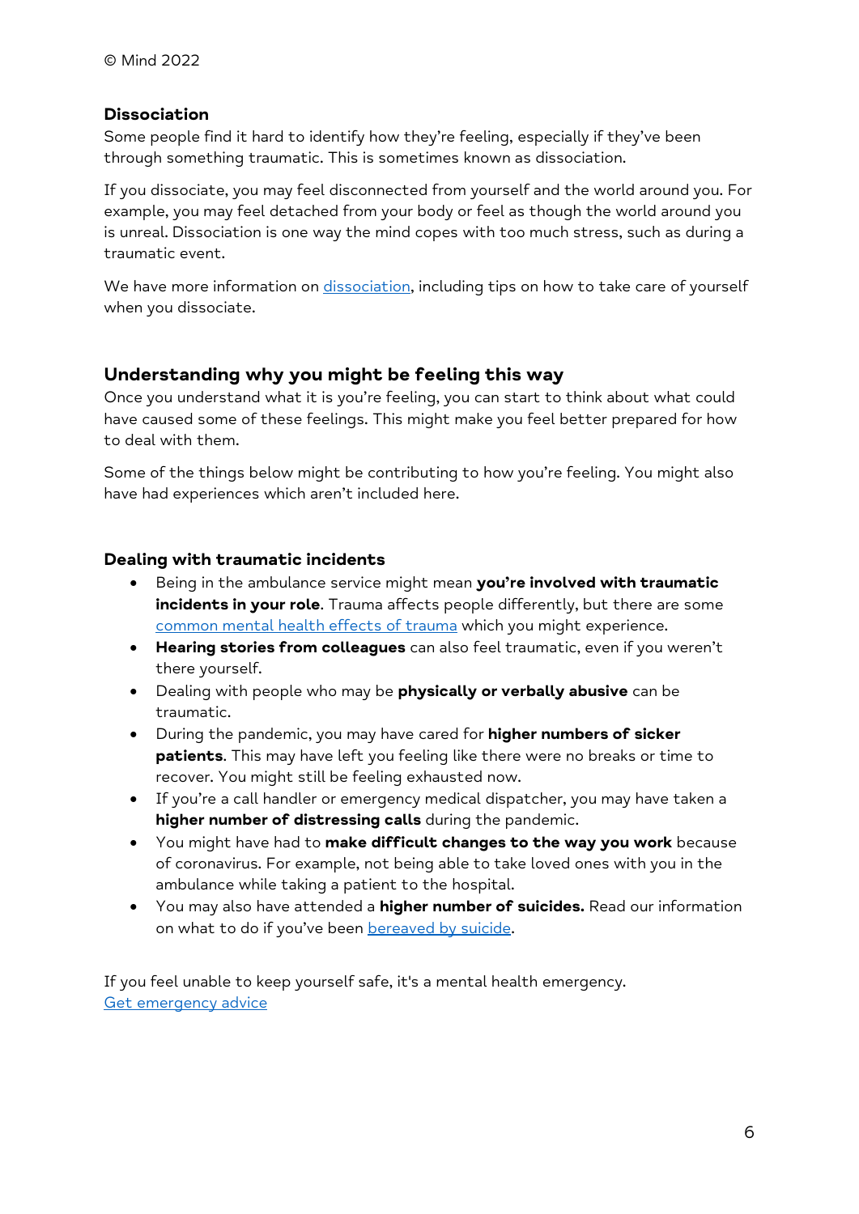### Dissociation

Some people find it hard to identify how they're feeling, especially if they've been through something traumatic. This is sometimes known as dissociation.

If you dissociate, you may feel disconnected from yourself and the world around you. For example, you may feel detached from your body or feel as though the world around you is unreal. Dissociation is one way the mind copes with too much stress, such as during a traumatic event.

We have more information on dissociation, including tips on how to take care of yourself when you dissociate.

## Understanding why you might be feeling this way

Once you understand what it is you're feeling, you can start to think about what could have caused some of these feelings. This might make you feel better prepared for how to deal with them.

Some of the things below might be contributing to how you're feeling. You might also have had experiences which aren't included here.

### Dealing with traumatic incidents

- Being in the ambulance service might mean **you're involved with traumatic incidents in your role**. Trauma affects people differently, but there are some common mental health effects of trauma which you might experience.
- **Hearing stories from colleagues** can also feel traumatic, even if you weren't there yourself.
- Dealing with people who may be **physically or verbally abusive** can be traumatic.
- During the pandemic, you may have cared for **higher numbers of sicker patients**. This may have left you feeling like there were no breaks or time to recover. You might still be feeling exhausted now.
- If you're a call handler or emergency medical dispatcher, you may have taken a **higher number of distressing calls** during the pandemic.
- You might have had to **make difficult changes to the way you work** because of coronavirus. For example, not being able to take loved ones with you in the ambulance while taking a patient to the hospital.
- You may also have attended a **higher number of suicides.** Read our information on what to do if you've been bereaved by suicide.

If you feel unable to keep yourself safe, it's a mental health emergency.
Get emergency advice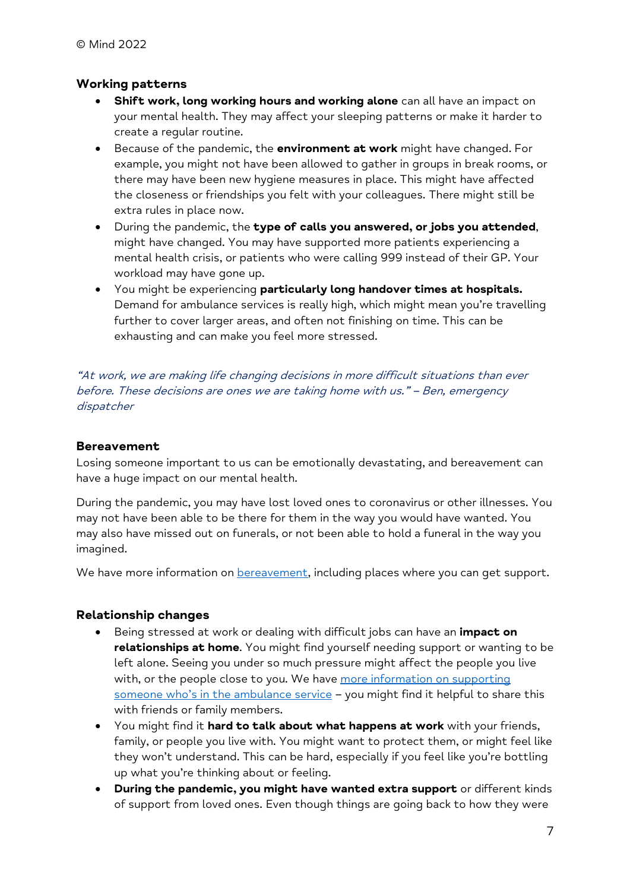### Working patterns

- **Shift work, long working hours and working alone** can all have an impact on your mental health. They may affect your sleeping patterns or make it harder to create a regular routine.
- Because of the pandemic, the **environment at work** might have changed. For example, you might not have been allowed to gather in groups in break rooms, or there may have been new hygiene measures in place. This might have affected the closeness or friendships you felt with your colleagues. There might still be extra rules in place now.
- During the pandemic, the **type of calls you answered, or jobs you attended**, might have changed. You may have supported more patients experiencing a mental health crisis, or patients who were calling 999 instead of their GP. Your workload may have gone up.
- You might be experiencing **particularly long handover times at hospitals.** Demand for ambulance services is really high, which might mean you're travelling further to cover larger areas, and often not finishing on time. This can be exhausting and can make you feel more stressed.

*"At work, we are making life changing decisions in more difficult situations than ever before. These decisions are ones we are taking home with us." – Ben, emergency dispatcher*

### Bereavement

Losing someone important to us can be emotionally devastating, and bereavement can have a huge impact on our mental health.

During the pandemic, you may have lost loved ones to coronavirus or other illnesses. You may not have been able to be there for them in the way you would have wanted. You may also have missed out on funerals, or not been able to hold a funeral in the way you imagined.

We have more information on bereavement, including places where you can get support.

### Relationship changes

- Being stressed at work or dealing with difficult jobs can have an **impact on relationships at home**. You might find yourself needing support or wanting to be left alone. Seeing you under so much pressure might affect the people you live with, or the people close to you. We have more information on supporting someone who's in the ambulance service – you might find it helpful to share this with friends or family members.
- You might find it **hard to talk about what happens at work** with your friends, family, or people you live with. You might want to protect them, or might feel like they won't understand. This can be hard, especially if you feel like you're bottling up what you're thinking about or feeling.
- **During the pandemic, you might have wanted extra support** or different kinds of support from loved ones. Even though things are going back to how they were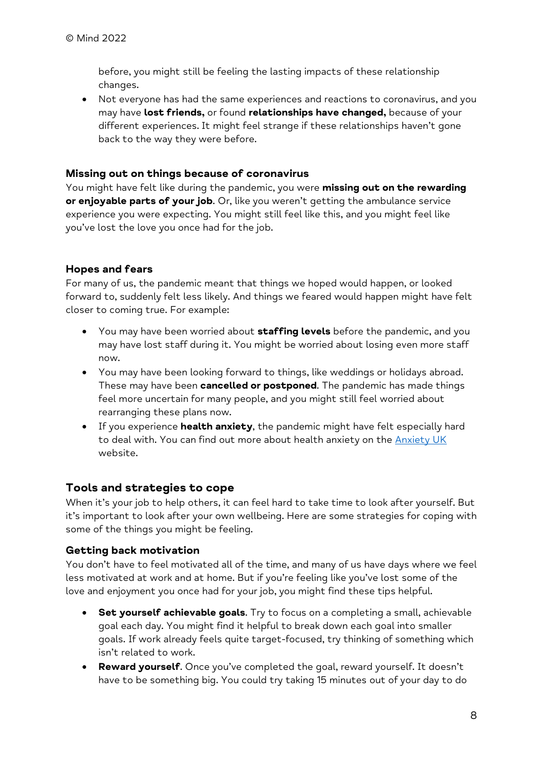before, you might still be feeling the lasting impacts of these relationship changes.

- Not everyone has had the same experiences and reactions to coronavirus, and you may have **lost friends,** or found **relationships have changed,** because of your different experiences. It might feel strange if these relationships haven't gone back to the way they were before.

### Missing out on things because of coronavirus

You might have felt like during the pandemic, you were **missing out on the rewarding or enjoyable parts of your job**. Or, like you weren't getting the ambulance service experience you were expecting. You might still feel like this, and you might feel like you've lost the love you once had for the job.

### Hopes and fears

For many of us, the pandemic meant that things we hoped would happen, or looked forward to, suddenly felt less likely. And things we feared would happen might have felt closer to coming true. For example:

- You may have been worried about **staffing levels** before the pandemic, and you may have lost staff during it. You might be worried about losing even more staff now.
- You may have been looking forward to things, like weddings or holidays abroad. These may have been **cancelled or postponed**. The pandemic has made things feel more uncertain for many people, and you might still feel worried about rearranging these plans now.
- If you experience **health anxiety**, the pandemic might have felt especially hard to deal with. You can find out more about health anxiety on the [Anxiety UK](Anxiety UK) website.

## Tools and strategies to cope

When it's your job to help others, it can feel hard to take time to look after yourself. But it's important to look after your own wellbeing. Here are some strategies for coping with some of the things you might be feeling.

### Getting back motivation

You don't have to feel motivated all of the time, and many of us have days where we feel less motivated at work and at home. But if you're feeling like you've lost some of the love and enjoyment you once had for your job, you might find these tips helpful.

- **Set yourself achievable goals**. Try to focus on a completing a small, achievable goal each day. You might find it helpful to break down each goal into smaller goals. If work already feels quite target-focused, try thinking of something which isn't related to work.
- **Reward yourself**. Once you've completed the goal, reward yourself. It doesn't have to be something big. You could try taking 15 minutes out of your day to do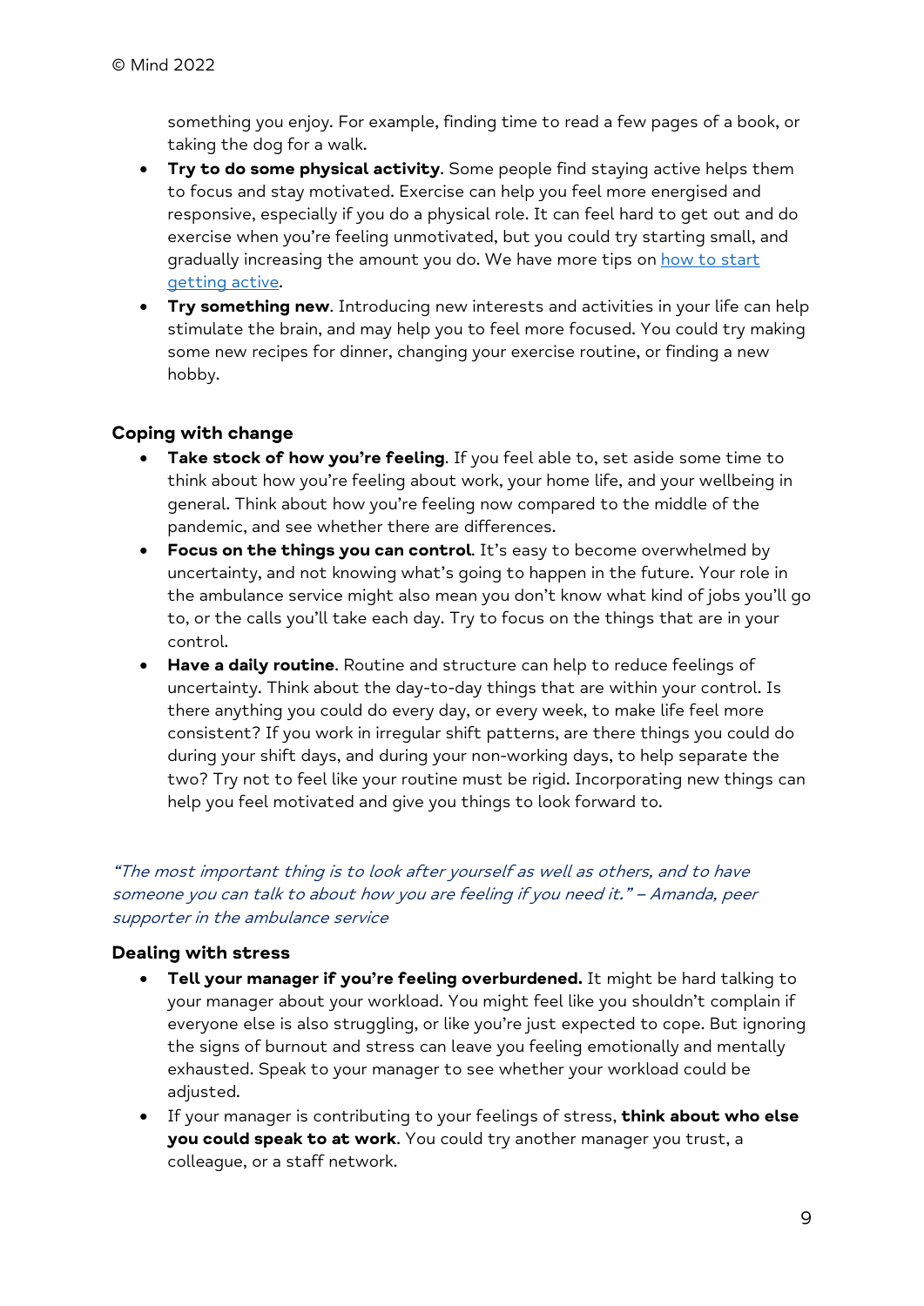something you enjoy. For example, finding time to read a few pages of a book, or taking the dog for a walk.

- **Try to do some physical activity**. Some people find staying active helps them to focus and stay motivated. Exercise can help you feel more energised and responsive, especially if you do a physical role. It can feel hard to get out and do exercise when you're feeling unmotivated, but you could try starting small, and gradually increasing the amount you do. We have more tips on [how to start getting active](#).
- **Try something new**. Introducing new interests and activities in your life can help stimulate the brain, and may help you to feel more focused. You could try making some new recipes for dinner, changing your exercise routine, or finding a new hobby.

### Coping with change

- **Take stock of how you're feeling**. If you feel able to, set aside some time to think about how you're feeling about work, your home life, and your wellbeing in general. Think about how you're feeling now compared to the middle of the pandemic, and see whether there are differences.
- **Focus on the things you can control**. It's easy to become overwhelmed by uncertainty, and not knowing what's going to happen in the future. Your role in the ambulance service might also mean you don't know what kind of jobs you'll go to, or the calls you'll take each day. Try to focus on the things that are in your control.
- **Have a daily routine**. Routine and structure can help to reduce feelings of uncertainty. Think about the day-to-day things that are within your control. Is there anything you could do every day, or every week, to make life feel more consistent? If you work in irregular shift patterns, are there things you could do during your shift days, and during your non-working days, to help separate the two? Try not to feel like your routine must be rigid. Incorporating new things can help you feel motivated and give you things to look forward to.

*"The most important thing is to look after yourself as well as others, and to have someone you can talk to about how you are feeling if you need it." – Amanda, peer supporter in the ambulance service*

### Dealing with stress

- **Tell your manager if you're feeling overburdened.** It might be hard talking to your manager about your workload. You might feel like you shouldn't complain if everyone else is also struggling, or like you're just expected to cope. But ignoring the signs of burnout and stress can leave you feeling emotionally and mentally exhausted. Speak to your manager to see whether your workload could be adjusted.
- If your manager is contributing to your feelings of stress, **think about who else you could speak to at work**. You could try another manager you trust, a colleague, or a staff network.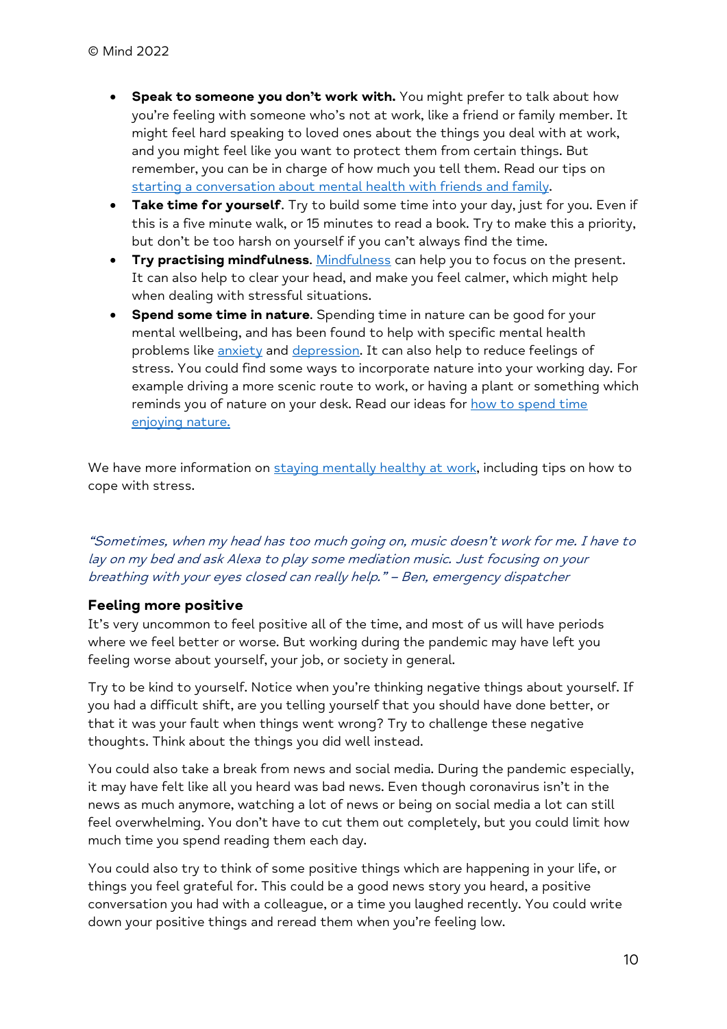- **Speak to someone you don't work with.** You might prefer to talk about how you're feeling with someone who's not at work, like a friend or family member. It might feel hard speaking to loved ones about the things you deal with at work, and you might feel like you want to protect them from certain things. But remember, you can be in charge of how much you tell them. Read our tips on starting a conversation about mental health with friends and family.
- **Take time for yourself**. Try to build some time into your day, just for you. Even if this is a five minute walk, or 15 minutes to read a book. Try to make this a priority, but don't be too harsh on yourself if you can't always find the time.
- **Try practising mindfulness**. Mindfulness can help you to focus on the present. It can also help to clear your head, and make you feel calmer, which might help when dealing with stressful situations.
- **Spend some time in nature**. Spending time in nature can be good for your mental wellbeing, and has been found to help with specific mental health problems like anxiety and depression. It can also help to reduce feelings of stress. You could find some ways to incorporate nature into your working day. For example driving a more scenic route to work, or having a plant or something which reminds you of nature on your desk. Read our ideas for how to spend time enjoying nature.

We have more information on staying mentally healthy at work, including tips on how to cope with stress.

*"Sometimes, when my head has too much going on, music doesn't work for me. I have to lay on my bed and ask Alexa to play some mediation music. Just focusing on your breathing with your eyes closed can really help." – Ben, emergency dispatcher*

### Feeling more positive

It's very uncommon to feel positive all of the time, and most of us will have periods where we feel better or worse. But working during the pandemic may have left you feeling worse about yourself, your job, or society in general.

Try to be kind to yourself. Notice when you're thinking negative things about yourself. If you had a difficult shift, are you telling yourself that you should have done better, or that it was your fault when things went wrong? Try to challenge these negative thoughts. Think about the things you did well instead.

You could also take a break from news and social media. During the pandemic especially, it may have felt like all you heard was bad news. Even though coronavirus isn't in the news as much anymore, watching a lot of news or being on social media a lot can still feel overwhelming. You don't have to cut them out completely, but you could limit how much time you spend reading them each day.

You could also try to think of some positive things which are happening in your life, or things you feel grateful for. This could be a good news story you heard, a positive conversation you had with a colleague, or a time you laughed recently. You could write down your positive things and reread them when you're feeling low.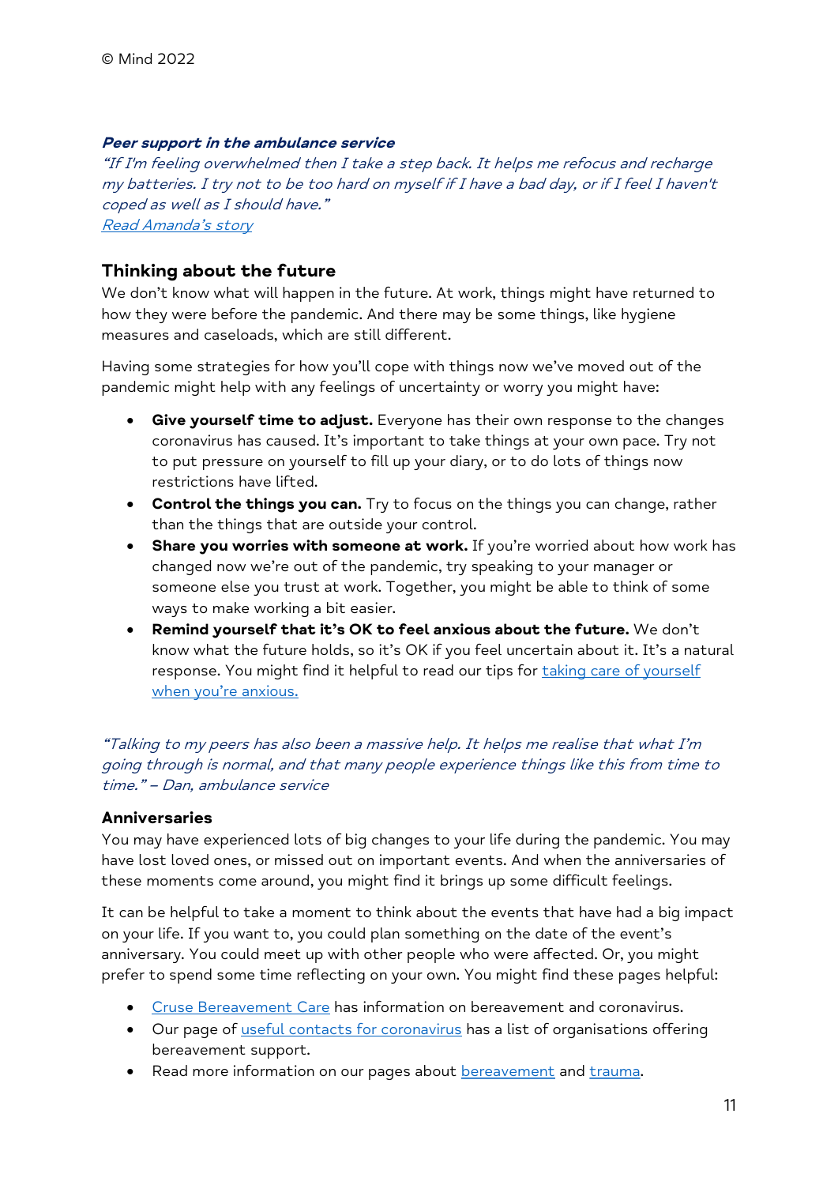***Peer support in the ambulance service***
*"If I'm feeling overwhelmed then I take a step back. It helps me refocus and recharge my batteries. I try not to be too hard on myself if I have a bad day, or if I feel I haven't coped as well as I should have."*
*Read Amanda's story*

## Thinking about the future

We don't know what will happen in the future. At work, things might have returned to how they were before the pandemic. And there may be some things, like hygiene measures and caseloads, which are still different.

Having some strategies for how you'll cope with things now we've moved out of the pandemic might help with any feelings of uncertainty or worry you might have:

- **Give yourself time to adjust.** Everyone has their own response to the changes coronavirus has caused. It's important to take things at your own pace. Try not to put pressure on yourself to fill up your diary, or to do lots of things now restrictions have lifted.
- **Control the things you can.** Try to focus on the things you can change, rather than the things that are outside your control.
- **Share you worries with someone at work.** If you're worried about how work has changed now we're out of the pandemic, try speaking to your manager or someone else you trust at work. Together, you might be able to think of some ways to make working a bit easier.
- **Remind yourself that it's OK to feel anxious about the future.** We don't know what the future holds, so it's OK if you feel uncertain about it. It's a natural response. You might find it helpful to read our tips for taking care of yourself when you're anxious.

*"Talking to my peers has also been a massive help. It helps me realise that what I'm going through is normal, and that many people experience things like this from time to time." – Dan, ambulance service*

### Anniversaries

You may have experienced lots of big changes to your life during the pandemic. You may have lost loved ones, or missed out on important events. And when the anniversaries of these moments come around, you might find it brings up some difficult feelings.

It can be helpful to take a moment to think about the events that have had a big impact on your life. If you want to, you could plan something on the date of the event's anniversary. You could meet up with other people who were affected. Or, you might prefer to spend some time reflecting on your own. You might find these pages helpful:

- Cruse Bereavement Care has information on bereavement and coronavirus.
- Our page of useful contacts for coronavirus has a list of organisations offering bereavement support.
- Read more information on our pages about bereavement and trauma.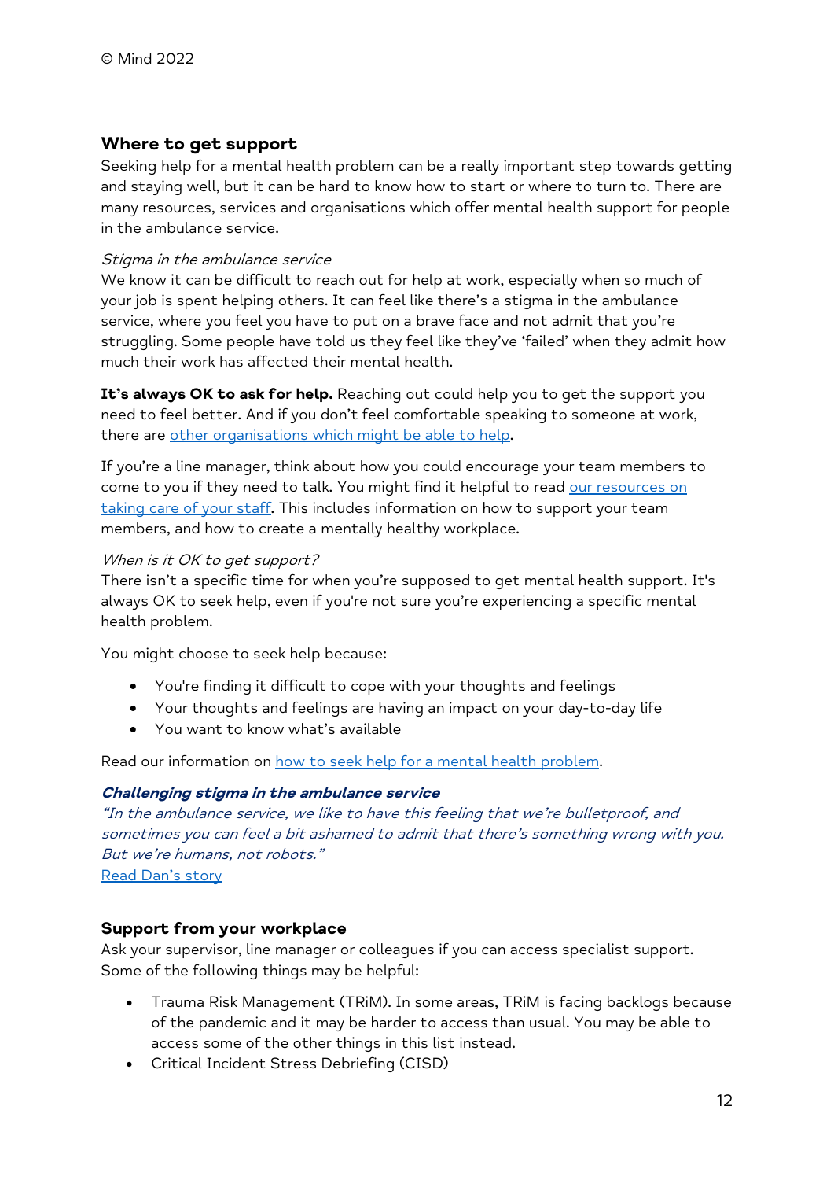© Mind 2022

## Where to get support

Seeking help for a mental health problem can be a really important step towards getting and staying well, but it can be hard to know how to start or where to turn to. There are many resources, services and organisations which offer mental health support for people in the ambulance service.

*Stigma in the ambulance service*

We know it can be difficult to reach out for help at work, especially when so much of your job is spent helping others. It can feel like there's a stigma in the ambulance service, where you feel you have to put on a brave face and not admit that you're struggling. Some people have told us they feel like they've 'failed' when they admit how much their work has affected their mental health.

**It's always OK to ask for help.** Reaching out could help you to get the support you need to feel better. And if you don't feel comfortable speaking to someone at work, there are other organisations which might be able to help.

If you're a line manager, think about how you could encourage your team members to come to you if they need to talk. You might find it helpful to read our resources on taking care of your staff. This includes information on how to support your team members, and how to create a mentally healthy workplace.

*When is it OK to get support?*

There isn't a specific time for when you're supposed to get mental health support. It's always OK to seek help, even if you're not sure you're experiencing a specific mental health problem.

You might choose to seek help because:

- You're finding it difficult to cope with your thoughts and feelings
- Your thoughts and feelings are having an impact on your day-to-day life
- You want to know what's available

Read our information on how to seek help for a mental health problem.

***Challenging stigma in the ambulance service***

*"In the ambulance service, we like to have this feeling that we're bulletproof, and sometimes you can feel a bit ashamed to admit that there's something wrong with you. But we're humans, not robots."*

Read Dan's story

### Support from your workplace

Ask your supervisor, line manager or colleagues if you can access specialist support. Some of the following things may be helpful:

- Trauma Risk Management (TRiM). In some areas, TRiM is facing backlogs because of the pandemic and it may be harder to access than usual. You may be able to access some of the other things in this list instead.
- Critical Incident Stress Debriefing (CISD)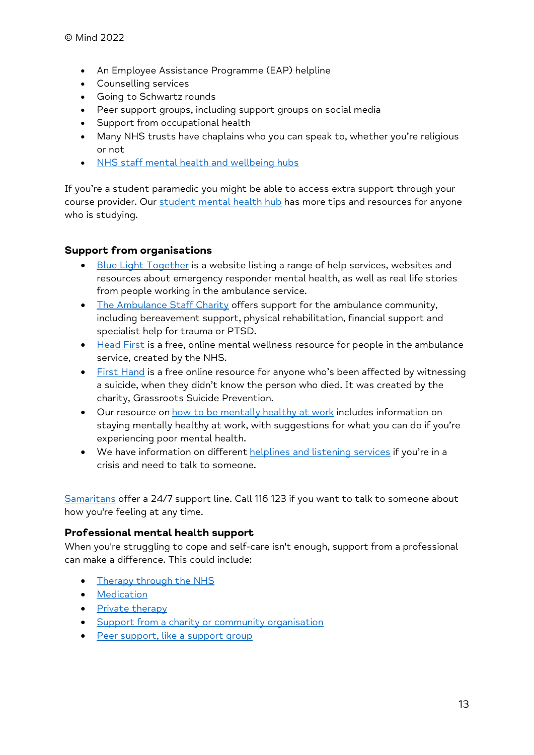- An Employee Assistance Programme (EAP) helpline
- Counselling services
- Going to Schwartz rounds
- Peer support groups, including support groups on social media
- Support from occupational health
- Many NHS trusts have chaplains who you can speak to, whether you're religious or not
- NHS staff mental health and wellbeing hubs

If you're a student paramedic you might be able to access extra support through your course provider. Our student mental health hub has more tips and resources for anyone who is studying.

**Support from organisations**

- Blue Light Together is a website listing a range of help services, websites and resources about emergency responder mental health, as well as real life stories from people working in the ambulance service.
- The Ambulance Staff Charity offers support for the ambulance community, including bereavement support, physical rehabilitation, financial support and specialist help for trauma or PTSD.
- Head First is a free, online mental wellness resource for people in the ambulance service, created by the NHS.
- First Hand is a free online resource for anyone who's been affected by witnessing a suicide, when they didn't know the person who died. It was created by the charity, Grassroots Suicide Prevention.
- Our resource on how to be mentally healthy at work includes information on staying mentally healthy at work, with suggestions for what you can do if you're experiencing poor mental health.
- We have information on different helplines and listening services if you're in a crisis and need to talk to someone.

Samaritans offer a 24/7 support line. Call 116 123 if you want to talk to someone about how you're feeling at any time.

**Professional mental health support**

When you're struggling to cope and self-care isn't enough, support from a professional can make a difference. This could include:

- Therapy through the NHS
- Medication
- Private therapy
- Support from a charity or community organisation
- Peer support, like a support group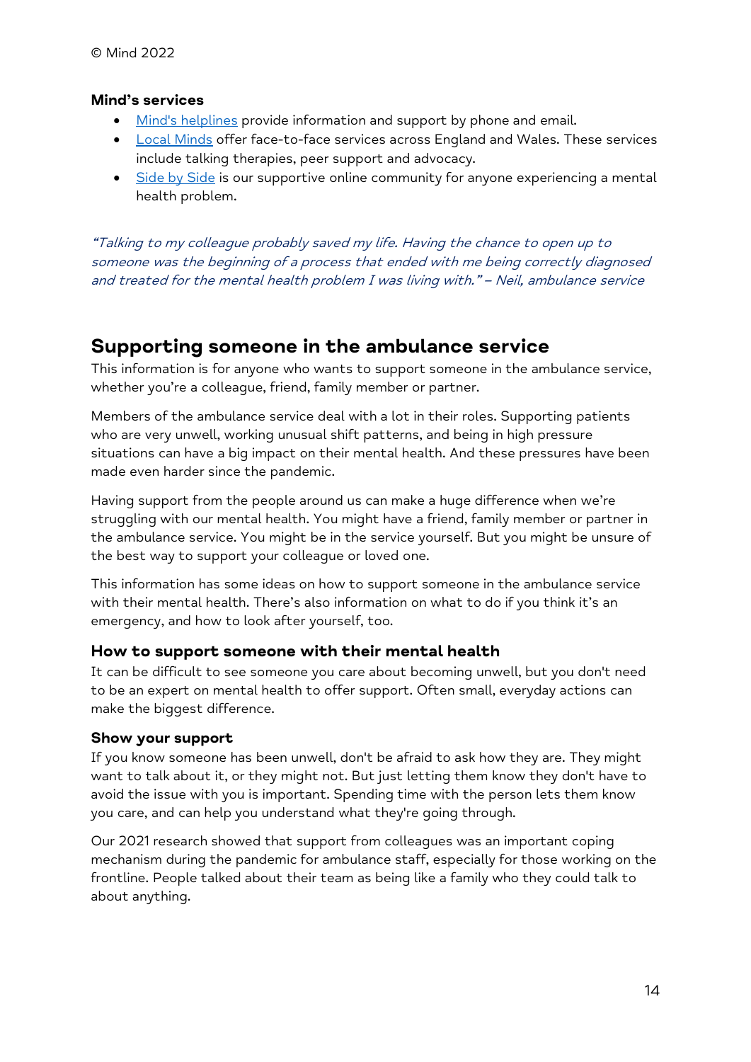**Mind's services**

- Mind's helplines provide information and support by phone and email.
- Local Minds offer face-to-face services across England and Wales. These services include talking therapies, peer support and advocacy.
- Side by Side is our supportive online community for anyone experiencing a mental health problem.

*"Talking to my colleague probably saved my life. Having the chance to open up to someone was the beginning of a process that ended with me being correctly diagnosed and treated for the mental health problem I was living with." – Neil, ambulance service*

## Supporting someone in the ambulance service

This information is for anyone who wants to support someone in the ambulance service, whether you're a colleague, friend, family member or partner.

Members of the ambulance service deal with a lot in their roles. Supporting patients who are very unwell, working unusual shift patterns, and being in high pressure situations can have a big impact on their mental health. And these pressures have been made even harder since the pandemic.

Having support from the people around us can make a huge difference when we're struggling with our mental health. You might have a friend, family member or partner in the ambulance service. You might be in the service yourself. But you might be unsure of the best way to support your colleague or loved one.

This information has some ideas on how to support someone in the ambulance service with their mental health. There's also information on what to do if you think it's an emergency, and how to look after yourself, too.

### How to support someone with their mental health

It can be difficult to see someone you care about becoming unwell, but you don't need to be an expert on mental health to offer support. Often small, everyday actions can make the biggest difference.

#### Show your support

If you know someone has been unwell, don't be afraid to ask how they are. They might want to talk about it, or they might not. But just letting them know they don't have to avoid the issue with you is important. Spending time with the person lets them know you care, and can help you understand what they're going through.

Our 2021 research showed that support from colleagues was an important coping mechanism during the pandemic for ambulance staff, especially for those working on the frontline. People talked about their team as being like a family who they could talk to about anything.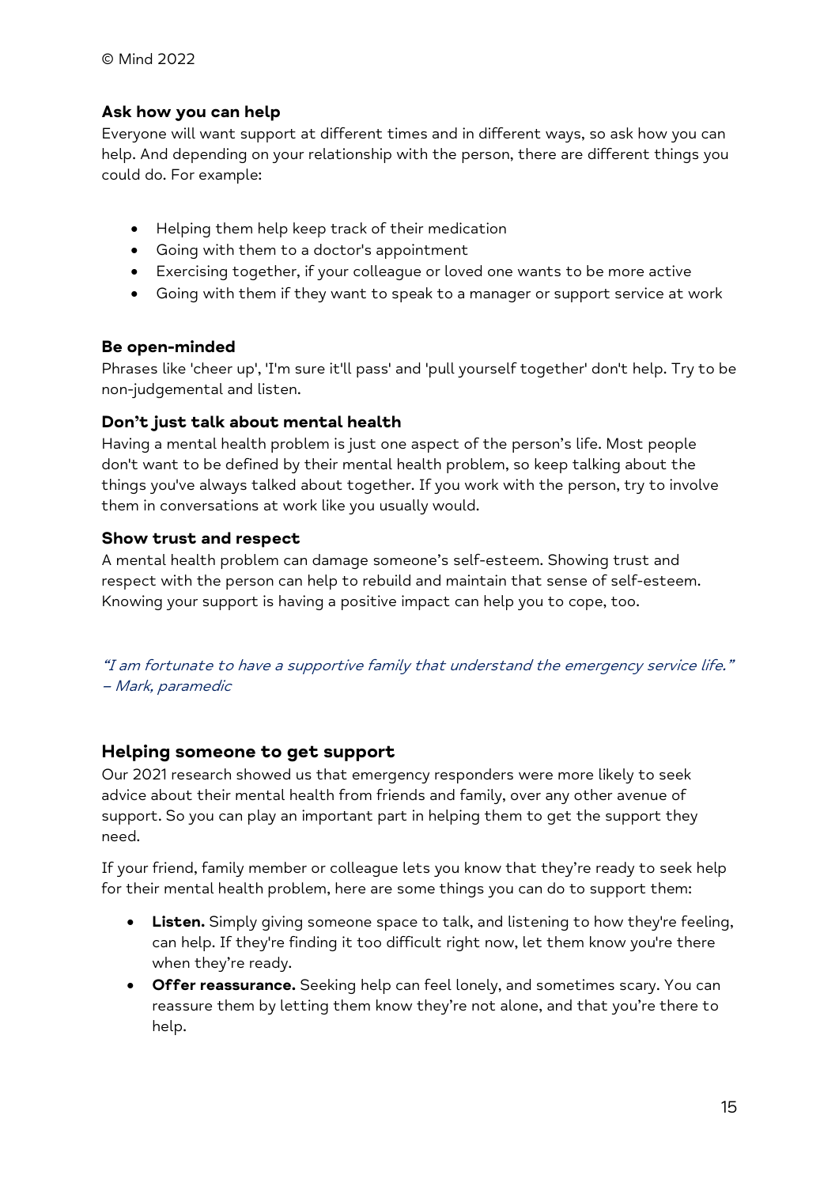© Mind 2022

### Ask how you can help

Everyone will want support at different times and in different ways, so ask how you can help. And depending on your relationship with the person, there are different things you could do. For example:

- Helping them help keep track of their medication
- Going with them to a doctor's appointment
- Exercising together, if your colleague or loved one wants to be more active
- Going with them if they want to speak to a manager or support service at work

### Be open-minded

Phrases like 'cheer up', 'I'm sure it'll pass' and 'pull yourself together' don't help. Try to be non-judgemental and listen.

### Don't just talk about mental health

Having a mental health problem is just one aspect of the person's life. Most people don't want to be defined by their mental health problem, so keep talking about the things you've always talked about together. If you work with the person, try to involve them in conversations at work like you usually would.

### Show trust and respect

A mental health problem can damage someone's self-esteem. Showing trust and respect with the person can help to rebuild and maintain that sense of self-esteem. Knowing your support is having a positive impact can help you to cope, too.

*"I am fortunate to have a supportive family that understand the emergency service life." – Mark, paramedic*

## Helping someone to get support

Our 2021 research showed us that emergency responders were more likely to seek advice about their mental health from friends and family, over any other avenue of support. So you can play an important part in helping them to get the support they need.

If your friend, family member or colleague lets you know that they're ready to seek help for their mental health problem, here are some things you can do to support them:

- **Listen.** Simply giving someone space to talk, and listening to how they're feeling, can help. If they're finding it too difficult right now, let them know you're there when they're ready.
- **Offer reassurance.** Seeking help can feel lonely, and sometimes scary. You can reassure them by letting them know they're not alone, and that you're there to help.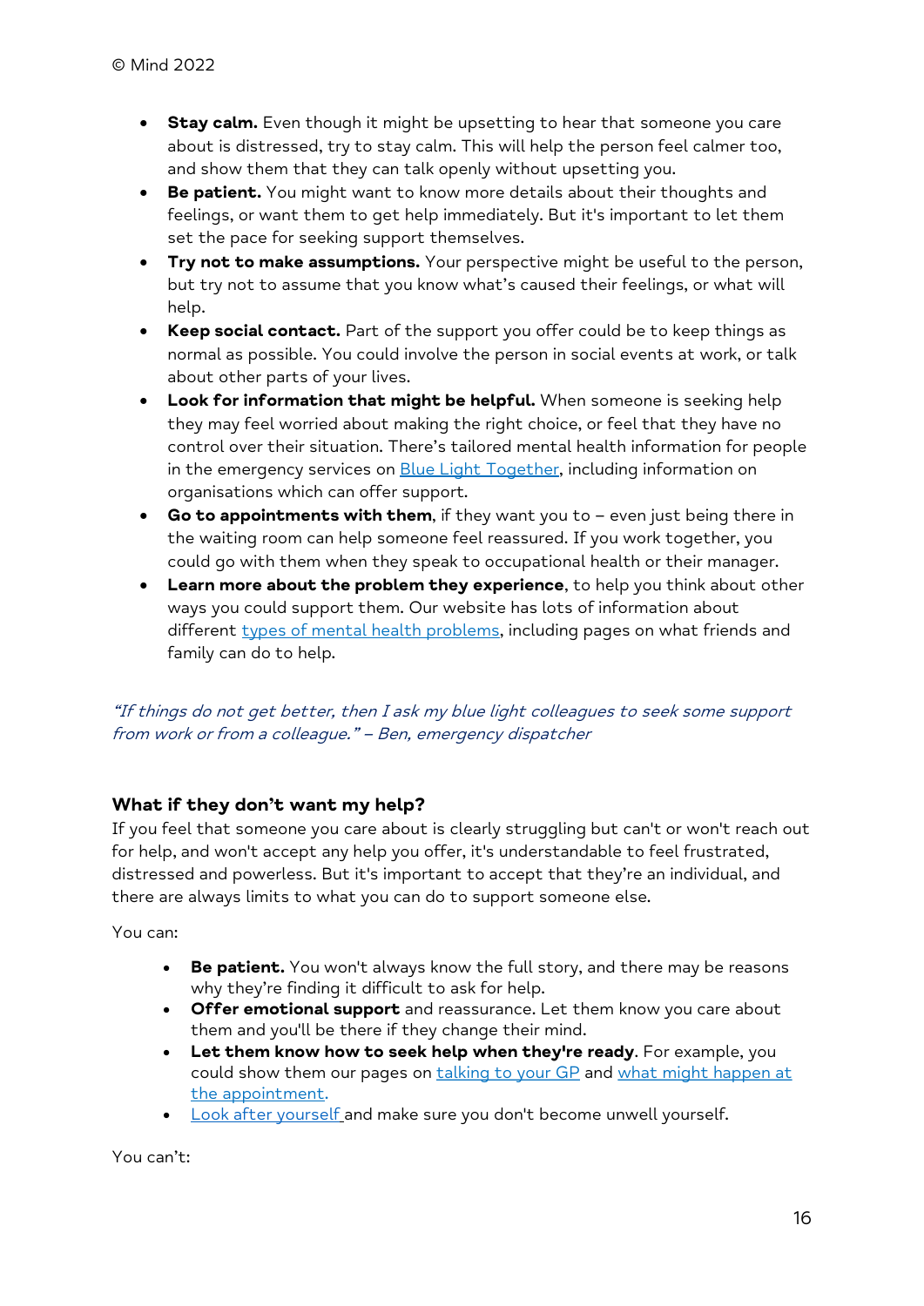- **Stay calm.** Even though it might be upsetting to hear that someone you care about is distressed, try to stay calm. This will help the person feel calmer too, and show them that they can talk openly without upsetting you.
- **Be patient.** You might want to know more details about their thoughts and feelings, or want them to get help immediately. But it's important to let them set the pace for seeking support themselves.
- **Try not to make assumptions.** Your perspective might be useful to the person, but try not to assume that you know what's caused their feelings, or what will help.
- **Keep social contact.** Part of the support you offer could be to keep things as normal as possible. You could involve the person in social events at work, or talk about other parts of your lives.
- **Look for information that might be helpful.** When someone is seeking help they may feel worried about making the right choice, or feel that they have no control over their situation. There's tailored mental health information for people in the emergency services on Blue Light Together, including information on organisations which can offer support.
- **Go to appointments with them**, if they want you to – even just being there in the waiting room can help someone feel reassured. If you work together, you could go with them when they speak to occupational health or their manager.
- **Learn more about the problem they experience**, to help you think about other ways you could support them. Our website has lots of information about different types of mental health problems, including pages on what friends and family can do to help.

*"If things do not get better, then I ask my blue light colleagues to seek some support from work or from a colleague." – Ben, emergency dispatcher*

### What if they don't want my help?

If you feel that someone you care about is clearly struggling but can't or won't reach out for help, and won't accept any help you offer, it's understandable to feel frustrated, distressed and powerless. But it's important to accept that they're an individual, and there are always limits to what you can do to support someone else.

You can:

- **Be patient.** You won't always know the full story, and there may be reasons why they're finding it difficult to ask for help.
- **Offer emotional support** and reassurance. Let them know you care about them and you'll be there if they change their mind.
- **Let them know how to seek help when they're ready**. For example, you could show them our pages on talking to your GP and what might happen at the appointment.
- Look after yourself and make sure you don't become unwell yourself.

You can't: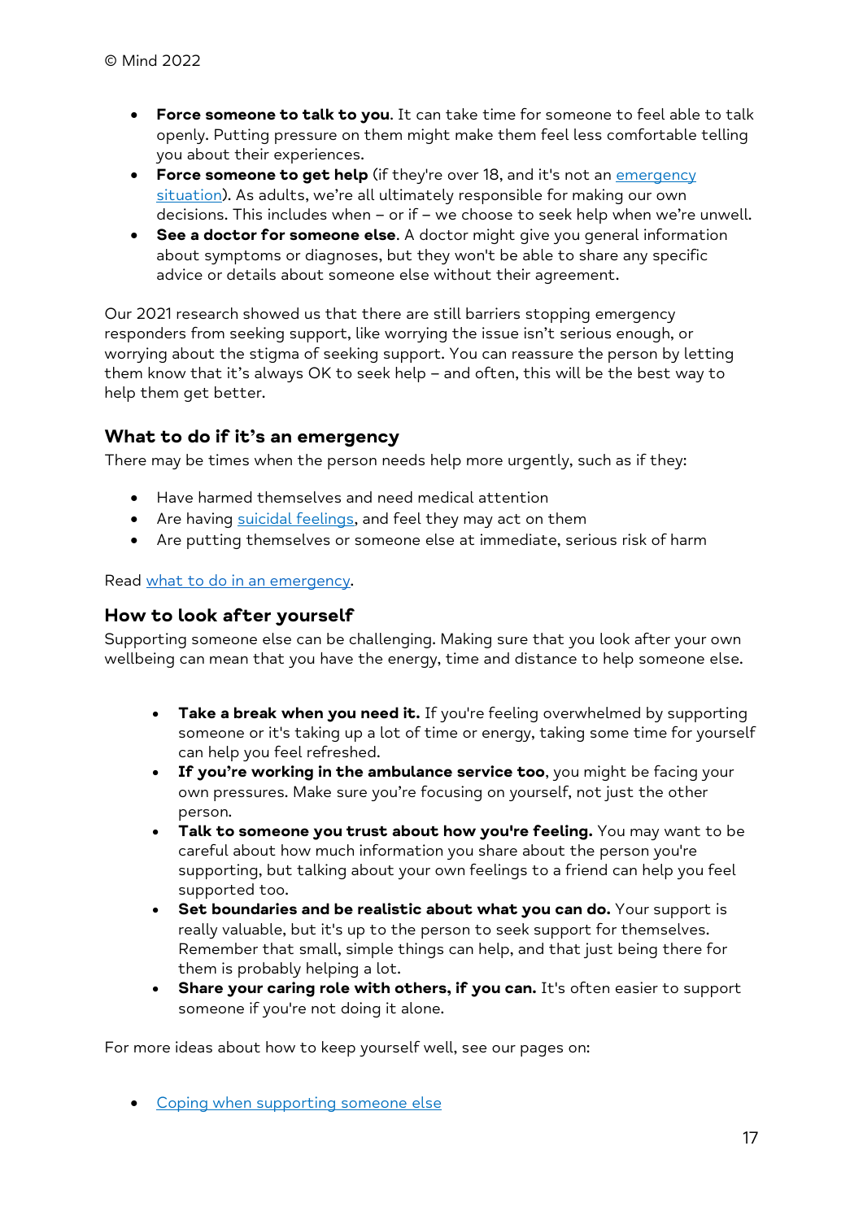© Mind 2022

- **Force someone to talk to you**. It can take time for someone to feel able to talk openly. Putting pressure on them might make them feel less comfortable telling you about their experiences.
- **Force someone to get help** (if they're over 18, and it's not an emergency situation). As adults, we're all ultimately responsible for making our own decisions. This includes when – or if – we choose to seek help when we're unwell.
- **See a doctor for someone else**. A doctor might give you general information about symptoms or diagnoses, but they won't be able to share any specific advice or details about someone else without their agreement.

Our 2021 research showed us that there are still barriers stopping emergency responders from seeking support, like worrying the issue isn't serious enough, or worrying about the stigma of seeking support. You can reassure the person by letting them know that it's always OK to seek help – and often, this will be the best way to help them get better.

### What to do if it's an emergency

There may be times when the person needs help more urgently, such as if they:

- Have harmed themselves and need medical attention
- Are having suicidal feelings, and feel they may act on them
- Are putting themselves or someone else at immediate, serious risk of harm

Read what to do in an emergency.

### How to look after yourself

Supporting someone else can be challenging. Making sure that you look after your own wellbeing can mean that you have the energy, time and distance to help someone else.

- **Take a break when you need it.** If you're feeling overwhelmed by supporting someone or it's taking up a lot of time or energy, taking some time for yourself can help you feel refreshed.
- **If you're working in the ambulance service too**, you might be facing your own pressures. Make sure you're focusing on yourself, not just the other person.
- **Talk to someone you trust about how you're feeling.** You may want to be careful about how much information you share about the person you're supporting, but talking about your own feelings to a friend can help you feel supported too.
- **Set boundaries and be realistic about what you can do.** Your support is really valuable, but it's up to the person to seek support for themselves. Remember that small, simple things can help, and that just being there for them is probably helping a lot.
- **Share your caring role with others, if you can.** It's often easier to support someone if you're not doing it alone.

For more ideas about how to keep yourself well, see our pages on:

- Coping when supporting someone else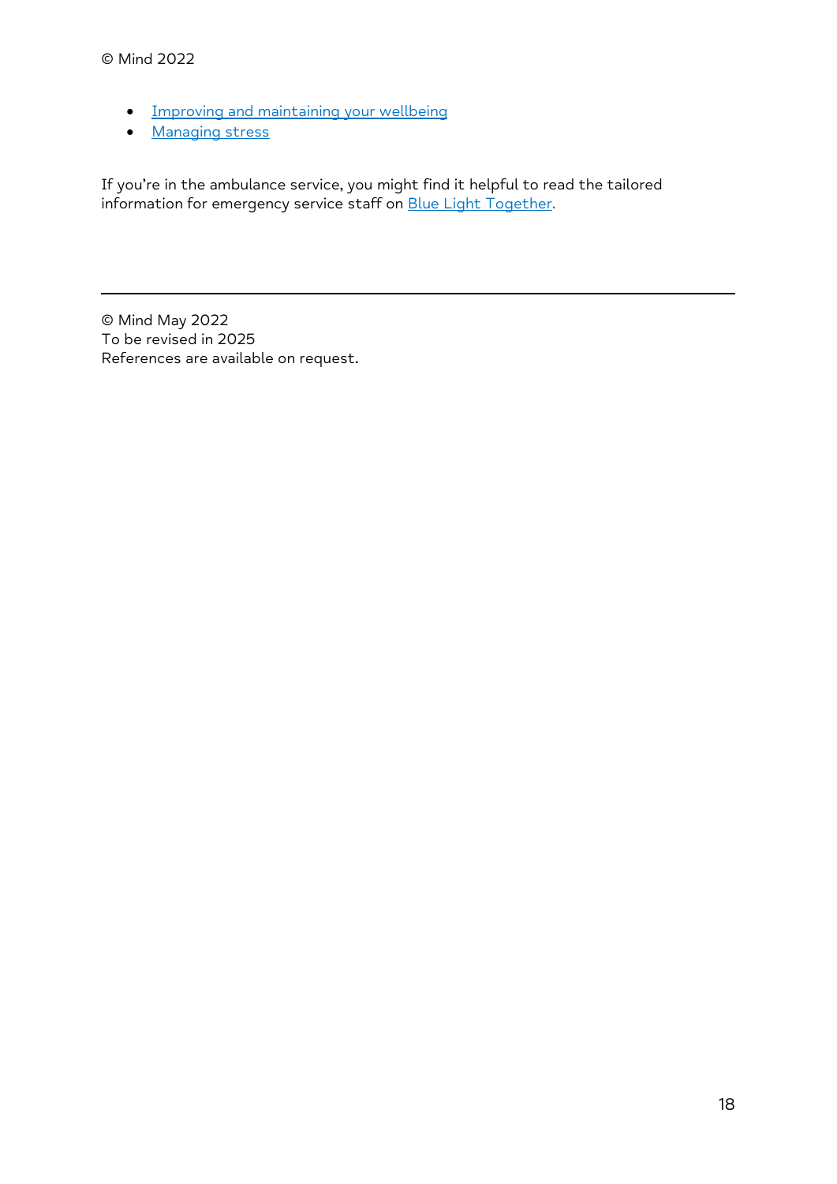- Improving and maintaining your wellbeing
- Managing stress

If you're in the ambulance service, you might find it helpful to read the tailored information for emergency service staff on Blue Light Together.

---

© Mind May 2022
To be revised in 2025
References are available on request.